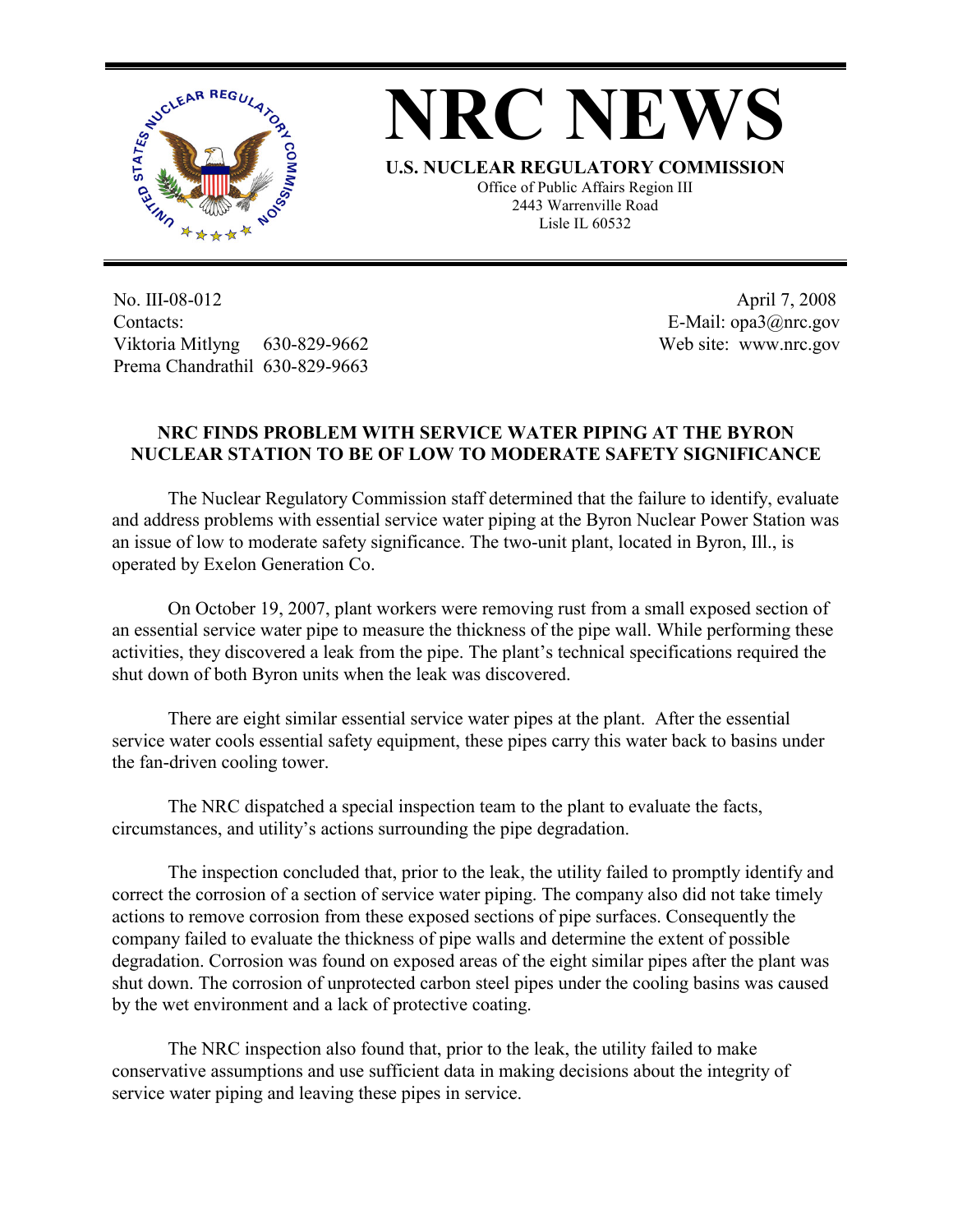# NRC NEWS

**U.S. NUCLEAR REGULATORY COMMISSION**

Office of Public Affairs Region III
2443 Warrenville Road
Lisle IL 60532

No. III-08-012
Contacts:
Viktoria Mitlyng 630-829-9662
Prema Chandrathil 630-829-9663

April 7, 2008
E-Mail: opa3@nrc.gov
Web site: www.nrc.gov

## NRC FINDS PROBLEM WITH SERVICE WATER PIPING AT THE BYRON NUCLEAR STATION TO BE OF LOW TO MODERATE SAFETY SIGNIFICANCE

The Nuclear Regulatory Commission staff determined that the failure to identify, evaluate and address problems with essential service water piping at the Byron Nuclear Power Station was an issue of low to moderate safety significance. The two-unit plant, located in Byron, Ill., is operated by Exelon Generation Co.

On October 19, 2007, plant workers were removing rust from a small exposed section of an essential service water pipe to measure the thickness of the pipe wall. While performing these activities, they discovered a leak from the pipe. The plant's technical specifications required the shut down of both Byron units when the leak was discovered.

There are eight similar essential service water pipes at the plant. After the essential service water cools essential safety equipment, these pipes carry this water back to basins under the fan-driven cooling tower.

The NRC dispatched a special inspection team to the plant to evaluate the facts, circumstances, and utility's actions surrounding the pipe degradation.

The inspection concluded that, prior to the leak, the utility failed to promptly identify and correct the corrosion of a section of service water piping. The company also did not take timely actions to remove corrosion from these exposed sections of pipe surfaces. Consequently the company failed to evaluate the thickness of pipe walls and determine the extent of possible degradation. Corrosion was found on exposed areas of the eight similar pipes after the plant was shut down. The corrosion of unprotected carbon steel pipes under the cooling basins was caused by the wet environment and a lack of protective coating.

The NRC inspection also found that, prior to the leak, the utility failed to make conservative assumptions and use sufficient data in making decisions about the integrity of service water piping and leaving these pipes in service.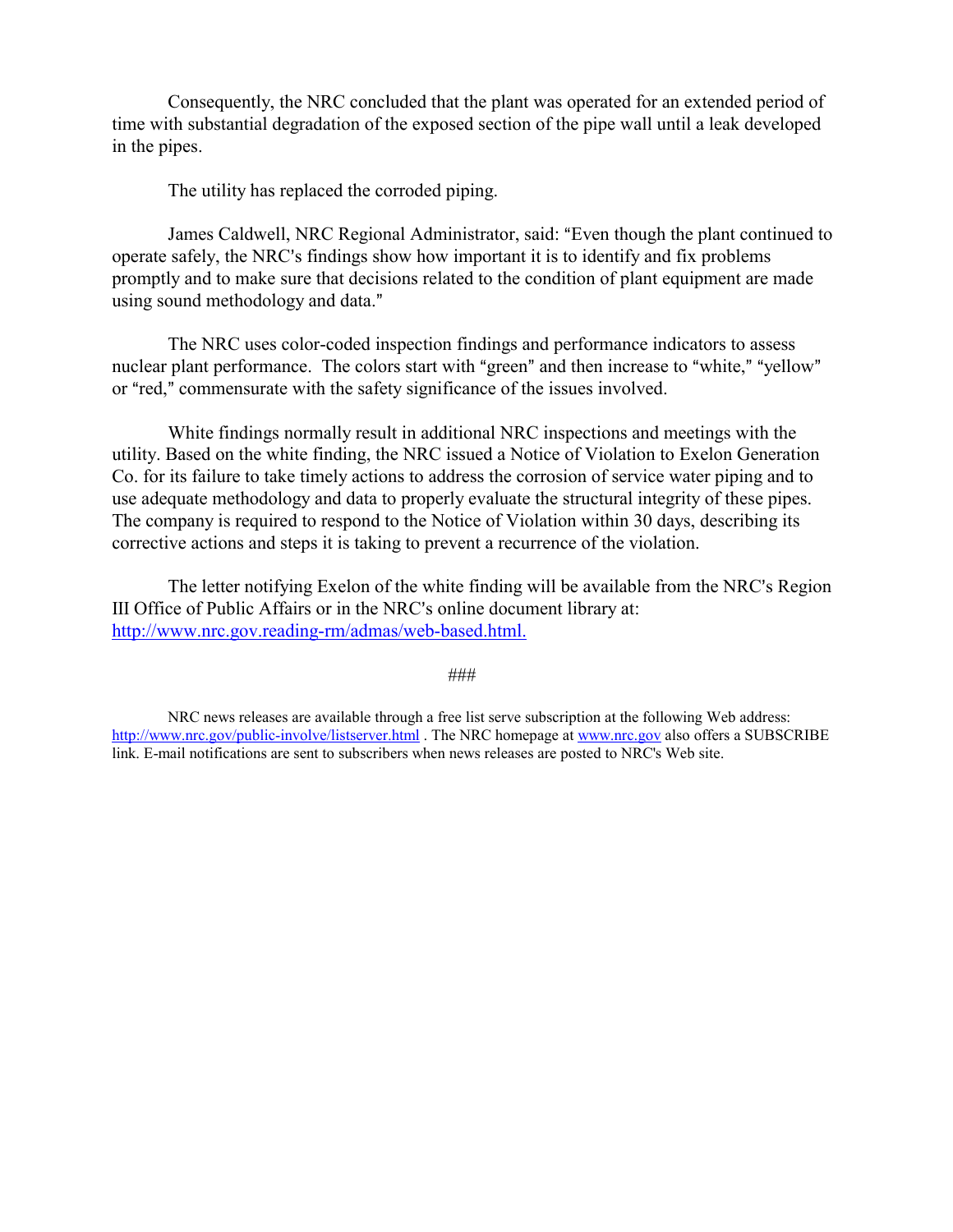Consequently, the NRC concluded that the plant was operated for an extended period of time with substantial degradation of the exposed section of the pipe wall until a leak developed in the pipes.

The utility has replaced the corroded piping.

James Caldwell, NRC Regional Administrator, said: "Even though the plant continued to operate safely, the NRC's findings show how important it is to identify and fix problems promptly and to make sure that decisions related to the condition of plant equipment are made using sound methodology and data."

The NRC uses color-coded inspection findings and performance indicators to assess nuclear plant performance. The colors start with "green" and then increase to "white," "yellow" or "red," commensurate with the safety significance of the issues involved.

White findings normally result in additional NRC inspections and meetings with the utility. Based on the white finding, the NRC issued a Notice of Violation to Exelon Generation Co. for its failure to take timely actions to address the corrosion of service water piping and to use adequate methodology and data to properly evaluate the structural integrity of these pipes. The company is required to respond to the Notice of Violation within 30 days, describing its corrective actions and steps it is taking to prevent a recurrence of the violation.

The letter notifying Exelon of the white finding will be available from the NRC's Region III Office of Public Affairs or in the NRC's online document library at: http://www.nrc.gov.reading-rm/admas/web-based.html.

###

NRC news releases are available through a free list serve subscription at the following Web address: http://www.nrc.gov/public-involve/listserver.html . The NRC homepage at www.nrc.gov also offers a SUBSCRIBE link. E-mail notifications are sent to subscribers when news releases are posted to NRC's Web site.